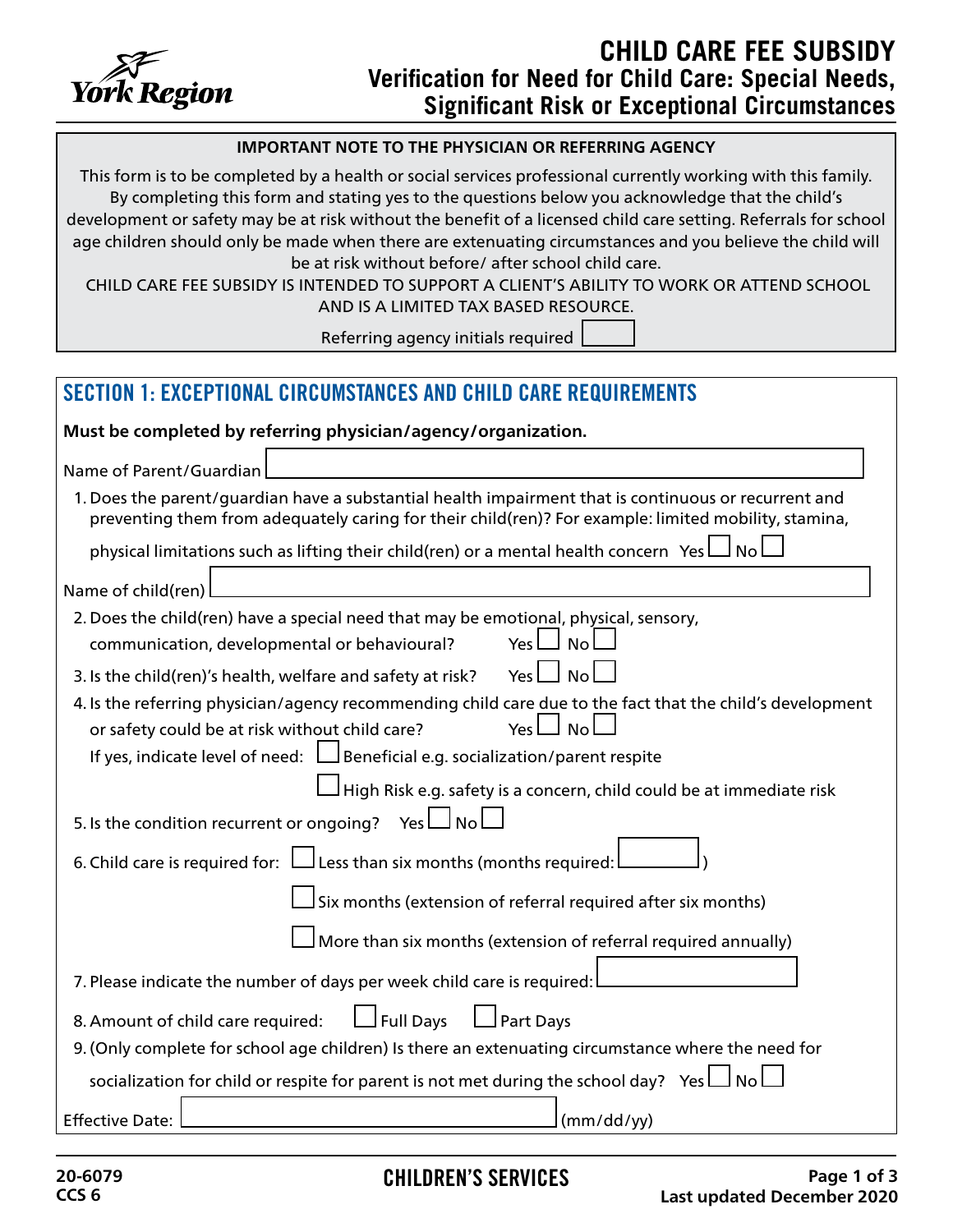York Region

# CHILD CARE FEE SUBSIDY
## Verification for Need for Child Care: Special Needs, Significant Risk or Exceptional Circumstances

**IMPORTANT NOTE TO THE PHYSICIAN OR REFERRING AGENCY**

This form is to be completed by a health or social services professional currently working with this family. By completing this form and stating yes to the questions below you acknowledge that the child's development or safety may be at risk without the benefit of a licensed child care setting. Referrals for school age children should only be made when there are extenuating circumstances and you believe the child will be at risk without before/ after school child care.

CHILD CARE FEE SUBSIDY IS INTENDED TO SUPPORT A CLIENT'S ABILITY TO WORK OR ATTEND SCHOOL AND IS A LIMITED TAX BASED RESOURCE.

Referring agency initials required ☐

## SECTION 1: EXCEPTIONAL CIRCUMSTANCES AND CHILD CARE REQUIREMENTS

**Must be completed by referring physician/agency/organization.**

Name of Parent/Guardian ____________________

1. Does the parent/guardian have a substantial health impairment that is continuous or recurrent and preventing them from adequately caring for their child(ren)? For example: limited mobility, stamina, physical limitations such as lifting their child(ren) or a mental health concern Yes ☐ No ☐

Name of child(ren) ____________________

2. Does the child(ren) have a special need that may be emotional, physical, sensory, communication, developmental or behavioural? Yes ☐ No ☐
3. Is the child(ren)'s health, welfare and safety at risk? Yes ☐ No ☐
4. Is the referring physician/agency recommending child care due to the fact that the child's development or safety could be at risk without child care? Yes ☐ No ☐
   If yes, indicate level of need: ☐ Beneficial e.g. socialization/parent respite
   ☐ High Risk e.g. safety is a concern, child could be at immediate risk
5. Is the condition recurrent or ongoing? Yes ☐ No ☐
6. Child care is required for: ☐ Less than six months (months required: ______ )
   ☐ Six months (extension of referral required after six months)
   ☐ More than six months (extension of referral required annually)
7. Please indicate the number of days per week child care is required: ______
8. Amount of child care required: ☐ Full Days ☐ Part Days
9. (Only complete for school age children) Is there an extenuating circumstance where the need for socialization for child or respite for parent is not met during the school day? Yes ☐ No ☐

Effective Date: ____________________ (mm/dd/yy)

20-6079
CCS 6

CHILDREN'S SERVICES

Last updated December 2020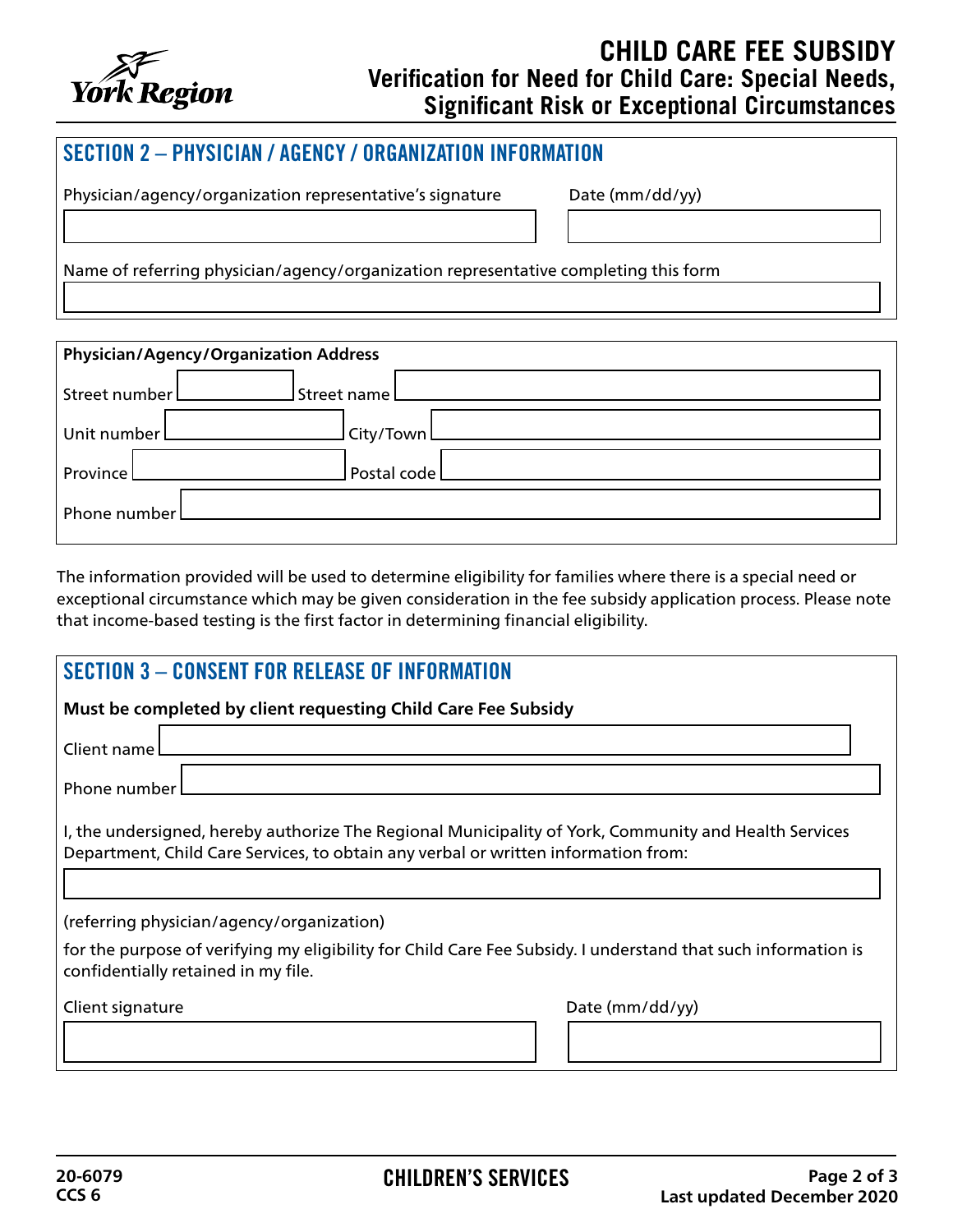# CHILD CARE FEE SUBSIDY
## Verification for Need for Child Care: Special Needs, Significant Risk or Exceptional Circumstances

## SECTION 2 – PHYSICIAN / AGENCY / ORGANIZATION INFORMATION

Physician/agency/organization representative's signature

Date (mm/dd/yy)

Name of referring physician/agency/organization representative completing this form

**Physician/Agency/Organization Address**

Street number

Street name

Unit number

City/Town

Province

Postal code

Phone number

The information provided will be used to determine eligibility for families where there is a special need or exceptional circumstance which may be given consideration in the fee subsidy application process. Please note that income-based testing is the first factor in determining financial eligibility.

## SECTION 3 – CONSENT FOR RELEASE OF INFORMATION

**Must be completed by client requesting Child Care Fee Subsidy**

Client name

Phone number

I, the undersigned, hereby authorize The Regional Municipality of York, Community and Health Services Department, Child Care Services, to obtain any verbal or written information from:

(referring physician/agency/organization)

for the purpose of verifying my eligibility for Child Care Fee Subsidy. I understand that such information is confidentially retained in my file.

Client signature

Date (mm/dd/yy)

20-6079
CCS 6

CHILDREN'S SERVICES

Last updated December 2020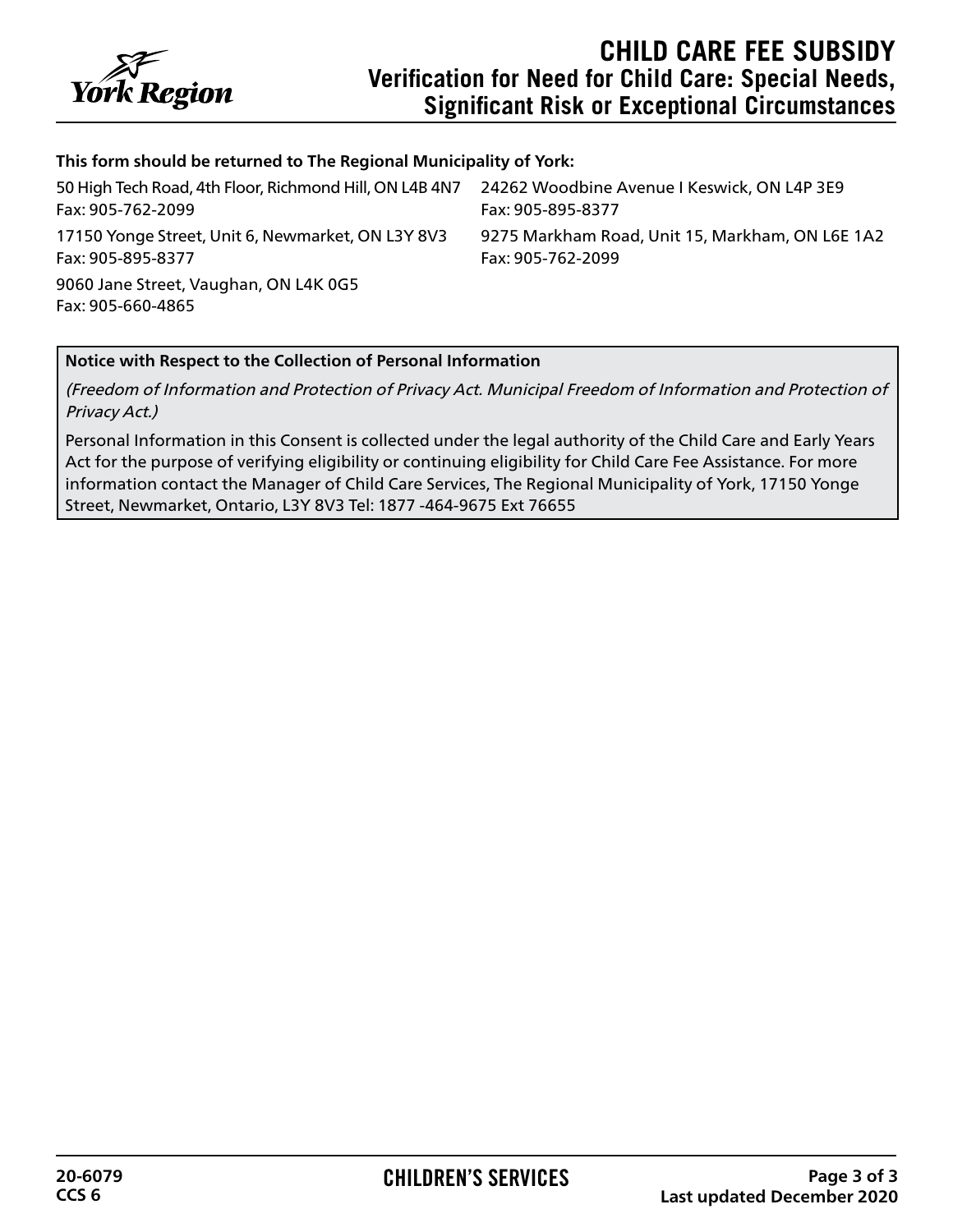# CHILD CARE FEE SUBSIDY

## Verification for Need for Child Care: Special Needs, Significant Risk or Exceptional Circumstances

**This form should be returned to The Regional Municipality of York:**

50 High Tech Road, 4th Floor, Richmond Hill, ON L4B 4N7
Fax: 905-762-2099

17150 Yonge Street, Unit 6, Newmarket, ON L3Y 8V3
Fax: 905-895-8377

9060 Jane Street, Vaughan, ON L4K 0G5
Fax: 905-660-4865

24262 Woodbine Avenue I Keswick, ON L4P 3E9
Fax: 905-895-8377

9275 Markham Road, Unit 15, Markham, ON L6E 1A2
Fax: 905-762-2099

**Notice with Respect to the Collection of Personal Information**

*(Freedom of Information and Protection of Privacy Act. Municipal Freedom of Information and Protection of Privacy Act.)*

Personal Information in this Consent is collected under the legal authority of the Child Care and Early Years Act for the purpose of verifying eligibility or continuing eligibility for Child Care Fee Assistance. For more information contact the Manager of Child Care Services, The Regional Municipality of York, 17150 Yonge Street, Newmarket, Ontario, L3Y 8V3 Tel: 1877 -464-9675 Ext 76655

20-6079
CCS 6

CHILDREN'S SERVICES

Last updated December 2020